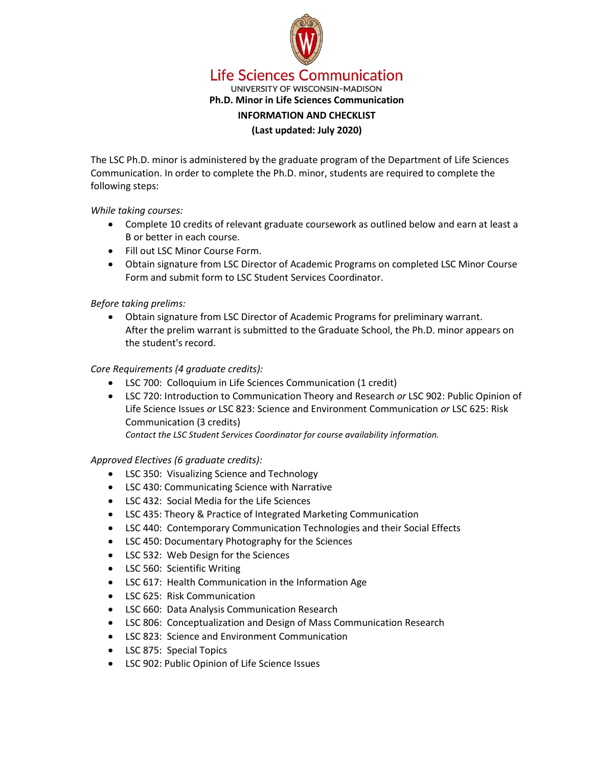# Life Sciences Communication

UNIVERSITY OF WISCONSIN–MADISON

## Ph.D. Minor in Life Sciences Communication

**INFORMATION AND CHECKLIST**

**(Last updated: July 2020)**

The LSC Ph.D. minor is administered by the graduate program of the Department of Life Sciences Communication. In order to complete the Ph.D. minor, students are required to complete the following steps:

*While taking courses:*

- Complete 10 credits of relevant graduate coursework as outlined below and earn at least a B or better in each course.
- Fill out LSC Minor Course Form.
- Obtain signature from LSC Director of Academic Programs on completed LSC Minor Course Form and submit form to LSC Student Services Coordinator.

*Before taking prelims:*

- Obtain signature from LSC Director of Academic Programs for preliminary warrant. After the prelim warrant is submitted to the Graduate School, the Ph.D. minor appears on the student's record.

*Core Requirements (4 graduate credits):*

- LSC 700: Colloquium in Life Sciences Communication (1 credit)
- LSC 720: Introduction to Communication Theory and Research *or* LSC 902: Public Opinion of Life Science Issues *or* LSC 823: Science and Environment Communication *or* LSC 625: Risk Communication (3 credits)
  *Contact the LSC Student Services Coordinator for course availability information.*

*Approved Electives (6 graduate credits):*

- LSC 350: Visualizing Science and Technology
- LSC 430: Communicating Science with Narrative
- LSC 432: Social Media for the Life Sciences
- LSC 435: Theory & Practice of Integrated Marketing Communication
- LSC 440: Contemporary Communication Technologies and their Social Effects
- LSC 450: Documentary Photography for the Sciences
- LSC 532: Web Design for the Sciences
- LSC 560: Scientific Writing
- LSC 617: Health Communication in the Information Age
- LSC 625: Risk Communication
- LSC 660: Data Analysis Communication Research
- LSC 806: Conceptualization and Design of Mass Communication Research
- LSC 823: Science and Environment Communication
- LSC 875: Special Topics
- LSC 902: Public Opinion of Life Science Issues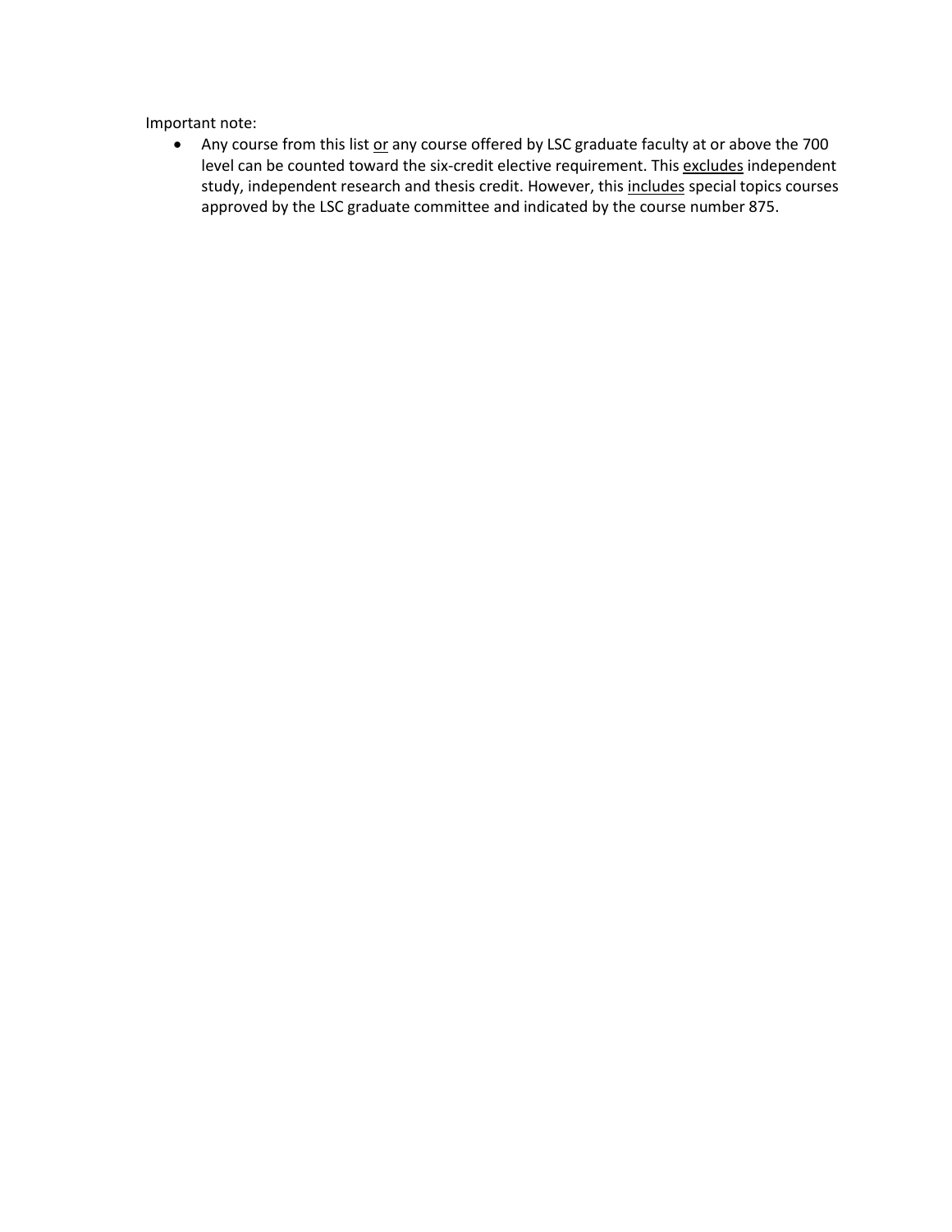Important note:

- Any course from this list <u>or</u> any course offered by LSC graduate faculty at or above the 700 level can be counted toward the six-credit elective requirement. This <u>excludes</u> independent study, independent research and thesis credit. However, this <u>includes</u> special topics courses approved by the LSC graduate committee and indicated by the course number 875.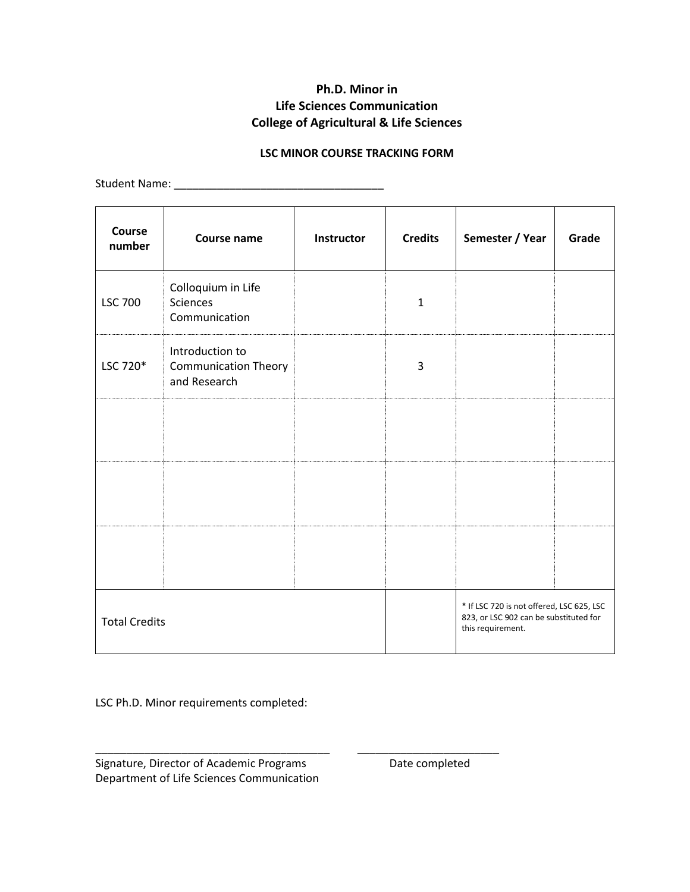# Ph.D. Minor in
# Life Sciences Communication
# College of Agricultural & Life Sciences

### LSC MINOR COURSE TRACKING FORM

Student Name: _________________________________

| Course number | Course name | Instructor | Credits | Semester / Year | Grade |
|---|---|---|---|---|---|
| LSC 700 | Colloquium in Life Sciences Communication | | 1 | | |
| LSC 720* | Introduction to Communication Theory and Research | | 3 | | |
| | | | | | |
| | | | | | |
| | | | | | |
| Total Credits | | | | * If LSC 720 is not offered, LSC 625, LSC 823, or LSC 902 can be substituted for this requirement. | |

LSC Ph.D. Minor requirements completed:

_____________________________________ _______________________

Signature, Director of Academic Programs — Date completed

Department of Life Sciences Communication